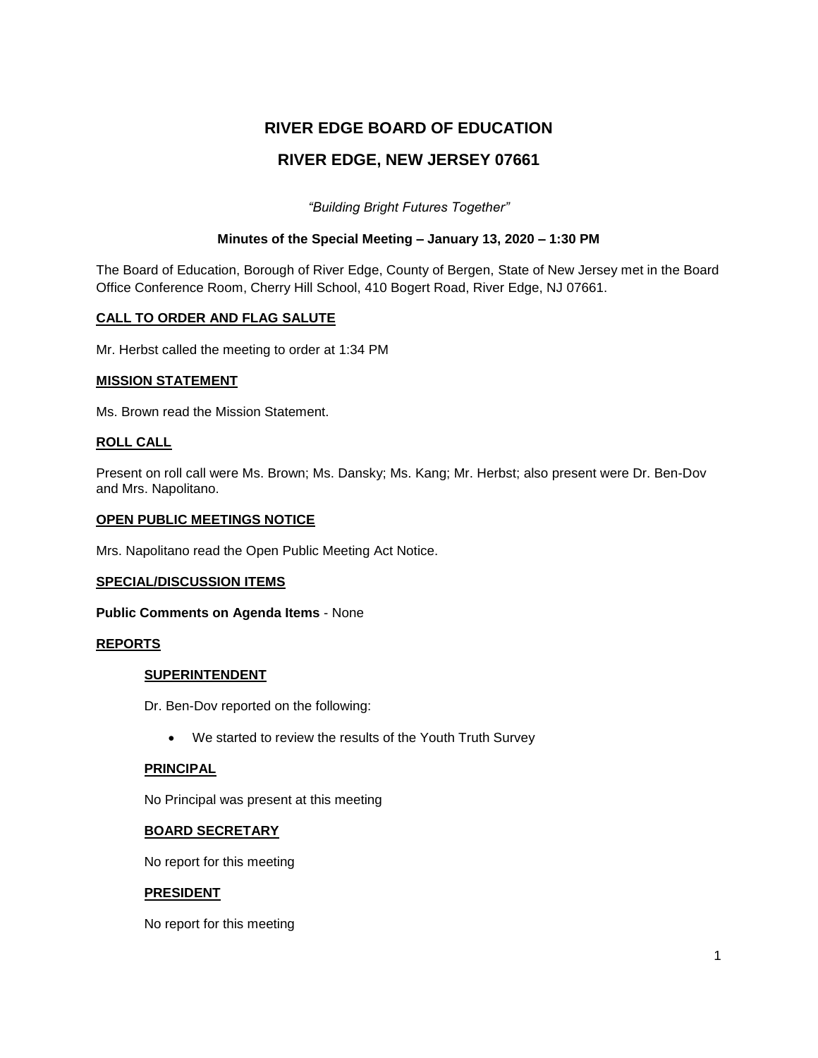# RIVER EDGE BOARD OF EDUCATION

# RIVER EDGE, NEW JERSEY 07661

*"Building Bright Futures Together"*

**Minutes of the Special Meeting – January 13, 2020 – 1:30 PM**

The Board of Education, Borough of River Edge, County of Bergen, State of New Jersey met in the Board Office Conference Room, Cherry Hill School, 410 Bogert Road, River Edge, NJ 07661.

## CALL TO ORDER AND FLAG SALUTE

Mr. Herbst called the meeting to order at 1:34 PM

## MISSION STATEMENT

Ms. Brown read the Mission Statement.

## ROLL CALL

Present on roll call were Ms. Brown; Ms. Dansky; Ms. Kang; Mr. Herbst; also present were Dr. Ben-Dov and Mrs. Napolitano.

## OPEN PUBLIC MEETINGS NOTICE

Mrs. Napolitano read the Open Public Meeting Act Notice.

## SPECIAL/DISCUSSION ITEMS

**Public Comments on Agenda Items** - None

## REPORTS

### SUPERINTENDENT

Dr. Ben-Dov reported on the following:

- We started to review the results of the Youth Truth Survey

### PRINCIPAL

No Principal was present at this meeting

### BOARD SECRETARY

No report for this meeting

### PRESIDENT

No report for this meeting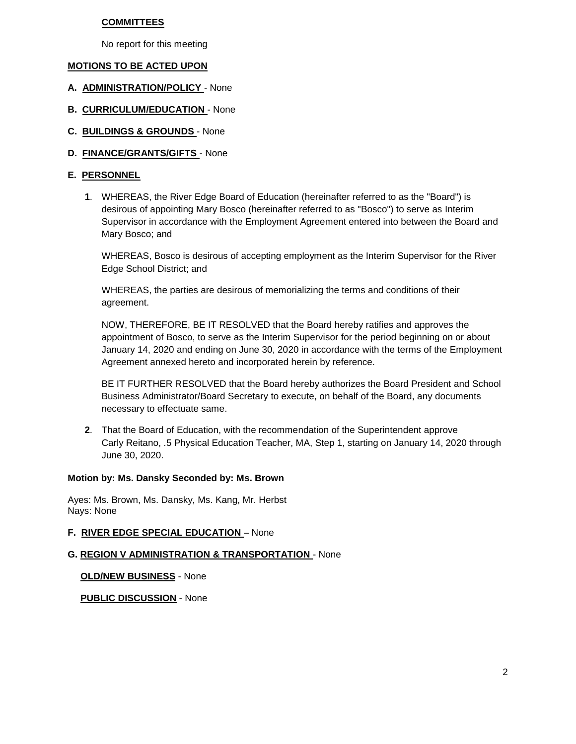**COMMITTEES**

No report for this meeting

**MOTIONS TO BE ACTED UPON**

**A. ADMINISTRATION/POLICY** - None

**B. CURRICULUM/EDUCATION** - None

**C. BUILDINGS & GROUNDS** - None

**D. FINANCE/GRANTS/GIFTS** - None

**E. PERSONNEL**

**1**. WHEREAS, the River Edge Board of Education (hereinafter referred to as the "Board") is desirous of appointing Mary Bosco (hereinafter referred to as "Bosco") to serve as Interim Supervisor in accordance with the Employment Agreement entered into between the Board and Mary Bosco; and

WHEREAS, Bosco is desirous of accepting employment as the Interim Supervisor for the River Edge School District; and

WHEREAS, the parties are desirous of memorializing the terms and conditions of their agreement.

NOW, THEREFORE, BE IT RESOLVED that the Board hereby ratifies and approves the appointment of Bosco, to serve as the Interim Supervisor for the period beginning on or about January 14, 2020 and ending on June 30, 2020 in accordance with the terms of the Employment Agreement annexed hereto and incorporated herein by reference.

BE IT FURTHER RESOLVED that the Board hereby authorizes the Board President and School Business Administrator/Board Secretary to execute, on behalf of the Board, any documents necessary to effectuate same.

**2**. That the Board of Education, with the recommendation of the Superintendent approve Carly Reitano, .5 Physical Education Teacher, MA, Step 1, starting on January 14, 2020 through June 30, 2020.

**Motion by: Ms. Dansky Seconded by: Ms. Brown**

Ayes: Ms. Brown, Ms. Dansky, Ms. Kang, Mr. Herbst
Nays: None

**F. RIVER EDGE SPECIAL EDUCATION** – None

**G. REGION V ADMINISTRATION & TRANSPORTATION** - None

**OLD/NEW BUSINESS** - None

**PUBLIC DISCUSSION** - None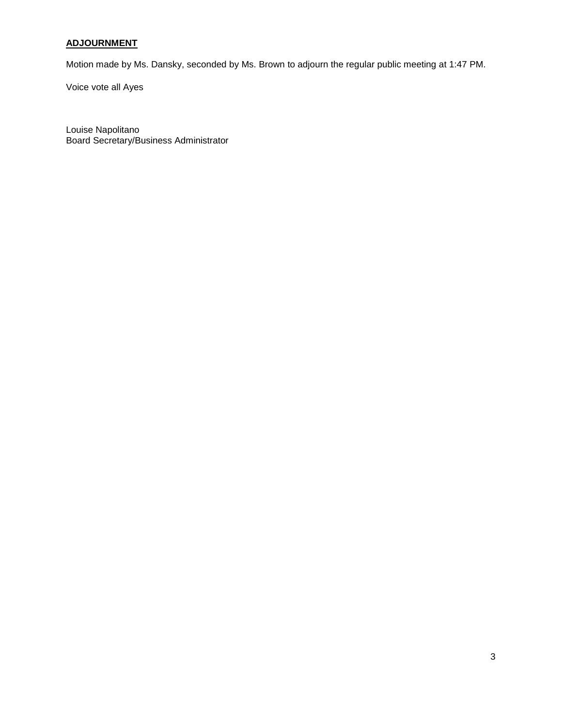**ADJOURNMENT**

Motion made by Ms. Dansky, seconded by Ms. Brown to adjourn the regular public meeting at 1:47 PM.

Voice vote all Ayes

Louise Napolitano
Board Secretary/Business Administrator